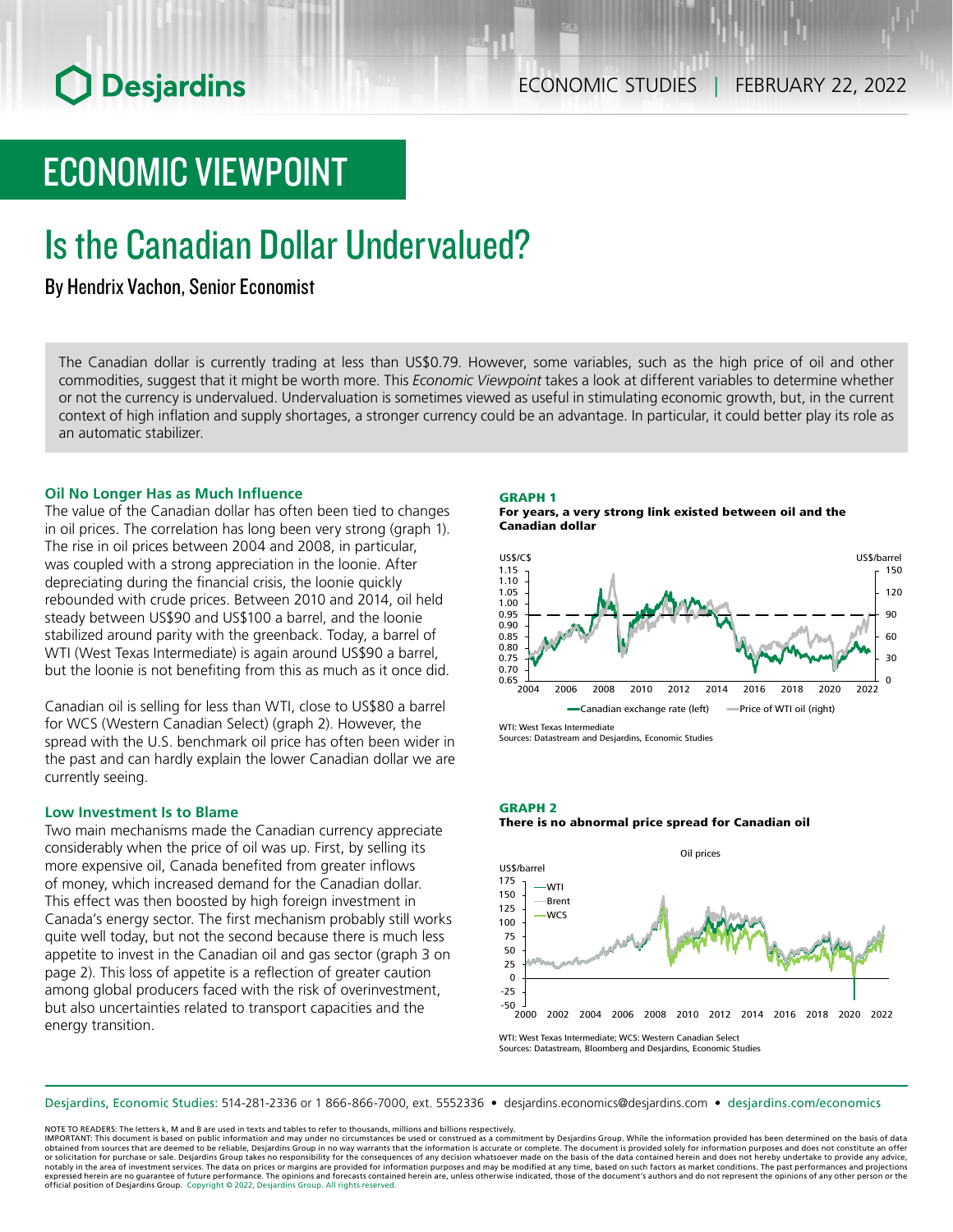ECONOMIC STUDIES | FEBRUARY 22, 2022

# ECONOMIC VIEWPOINT

# Is the Canadian Dollar Undervalued?

By Hendrix Vachon, Senior Economist

The Canadian dollar is currently trading at less than US$0.79. However, some variables, such as the high price of oil and other commodities, suggest that it might be worth more. This *Economic Viewpoint* takes a look at different variables to determine whether or not the currency is undervalued. Undervaluation is sometimes viewed as useful in stimulating economic growth, but, in the current context of high inflation and supply shortages, a stronger currency could be an advantage. In particular, it could better play its role as an automatic stabilizer.

## Oil No Longer Has as Much Influence

The value of the Canadian dollar has often been tied to changes in oil prices. The correlation has long been very strong (graph 1). The rise in oil prices between 2004 and 2008, in particular, was coupled with a strong appreciation in the loonie. After depreciating during the financial crisis, the loonie quickly rebounded with crude prices. Between 2010 and 2014, oil held steady between US$90 and US$100 a barrel, and the loonie stabilized around parity with the greenback. Today, a barrel of WTI (West Texas Intermediate) is again around US$90 a barrel, but the loonie is not benefiting from this as much as it once did.

Canadian oil is selling for less than WTI, close to US$80 a barrel for WCS (Western Canadian Select) (graph 2). However, the spread with the U.S. benchmark oil price has often been wider in the past and can hardly explain the lower Canadian dollar we are currently seeing.

## Low Investment Is to Blame

Two main mechanisms made the Canadian currency appreciate considerably when the price of oil was up. First, by selling its more expensive oil, Canada benefited from greater inflows of money, which increased demand for the Canadian dollar. This effect was then boosted by high foreign investment in Canada's energy sector. The first mechanism probably still works quite well today, but not the second because there is much less appetite to invest in the Canadian oil and gas sector (graph 3 on page 2). This loss of appetite is a reflection of greater caution among global producers faced with the risk of overinvestment, but also uncertainties related to transport capacities and the energy transition.

**GRAPH 1**
**For years, a very strong link existed between oil and the Canadian dollar**

Canadian exchange rate (left, US$/C$) — Price of WTI oil (right, US$/barrel)

WTI: West Texas Intermediate
Sources: Datastream and Desjardins, Economic Studies

**GRAPH 2**
**There is no abnormal price spread for Canadian oil**

Oil prices (US$/barrel) — WTI, Brent, WCS

WTI: West Texas Intermediate; WCS: Western Canadian Select
Sources: Datastream, Bloomberg and Desjardins, Economic Studies

Desjardins, Economic Studies: 514-281-2336 or 1 866-866-7000, ext. 5552336 • desjardins.economics@desjardins.com • desjardins.com/economics

NOTE TO READERS: The letters k, M and B are used in texts and tables to refer to thousands, millions and billions respectively.
IMPORTANT: This document is based on public information and may under no circumstances be used or construed as a commitment by Desjardins Group. While the information provided has been determined on the basis of data obtained from sources that are deemed to be reliable, Desjardins Group in no way warrants that the information is accurate or complete. The document is provided solely for information purposes and does not constitute an offer or solicitation for purchase or sale. Desjardins Group takes no responsibility for the consequences of any decision whatsoever made on the basis of the data contained herein and does not hereby undertake to provide any advice, notably in the area of investment services. The data on prices or margins are provided for information purposes and may be modified at any time, based on such factors as market conditions. The past performances and projections expressed herein are no guarantee of future performance. The opinions and forecasts contained herein are, unless otherwise indicated, those of the document's authors and do not represent the opinions of any other person or the official position of Desjardins Group. Copyright © 2022, Desjardins Group. All rights reserved.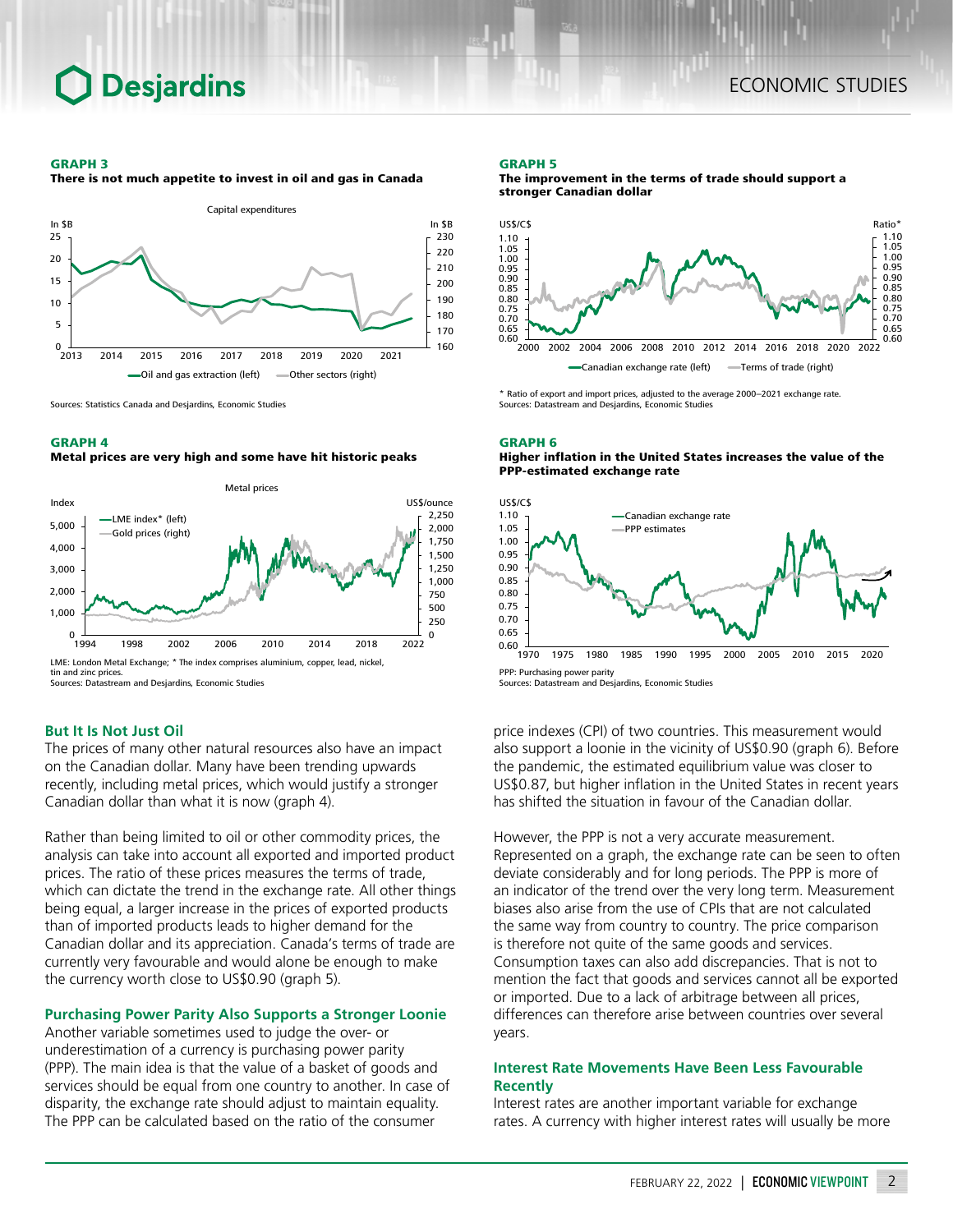**GRAPH 3**
**There is not much appetite to invest in oil and gas in Canada**

Capital expenditures

Sources: Statistics Canada and Desjardins, Economic Studies

**GRAPH 4**
**Metal prices are very high and some have hit historic peaks**

Metal prices

LME: London Metal Exchange; * The index comprises aluminium, copper, lead, nickel, tin and zinc prices.
Sources: Datastream and Desjardins, Economic Studies

**GRAPH 5**
**The improvement in the terms of trade should support a stronger Canadian dollar**

* Ratio of export and import prices, adjusted to the average 2000–2021 exchange rate.
Sources: Datastream and Desjardins, Economic Studies

**GRAPH 6**
**Higher inflation in the United States increases the value of the PPP-estimated exchange rate**

PPP: Purchasing power parity
Sources: Datastream and Desjardins, Economic Studies

## But It Is Not Just Oil

The prices of many other natural resources also have an impact on the Canadian dollar. Many have been trending upwards recently, including metal prices, which would justify a stronger Canadian dollar than what it is now (graph 4).

Rather than being limited to oil or other commodity prices, the analysis can take into account all exported and imported product prices. The ratio of these prices measures the terms of trade, which can dictate the trend in the exchange rate. All other things being equal, a larger increase in the prices of exported products than of imported products leads to higher demand for the Canadian dollar and its appreciation. Canada's terms of trade are currently very favourable and would alone be enough to make the currency worth close to US$0.90 (graph 5).

## Purchasing Power Parity Also Supports a Stronger Loonie

Another variable sometimes used to judge the over- or underestimation of a currency is purchasing power parity (PPP). The main idea is that the value of a basket of goods and services should be equal from one country to another. In case of disparity, the exchange rate should adjust to maintain equality. The PPP can be calculated based on the ratio of the consumer price indexes (CPI) of two countries. This measurement would also support a loonie in the vicinity of US$0.90 (graph 6). Before the pandemic, the estimated equilibrium value was closer to US$0.87, but higher inflation in the United States in recent years has shifted the situation in favour of the Canadian dollar.

However, the PPP is not a very accurate measurement. Represented on a graph, the exchange rate can be seen to often deviate considerably and for long periods. The PPP is more of an indicator of the trend over the very long term. Measurement biases also arise from the use of CPIs that are not calculated the same way from country to country. The price comparison is therefore not quite of the same goods and services. Consumption taxes can also add discrepancies. That is not to mention the fact that goods and services cannot all be exported or imported. Due to a lack of arbitrage between all prices, differences can therefore arise between countries over several years.

## Interest Rate Movements Have Been Less Favourable Recently

Interest rates are another important variable for exchange rates. A currency with higher interest rates will usually be more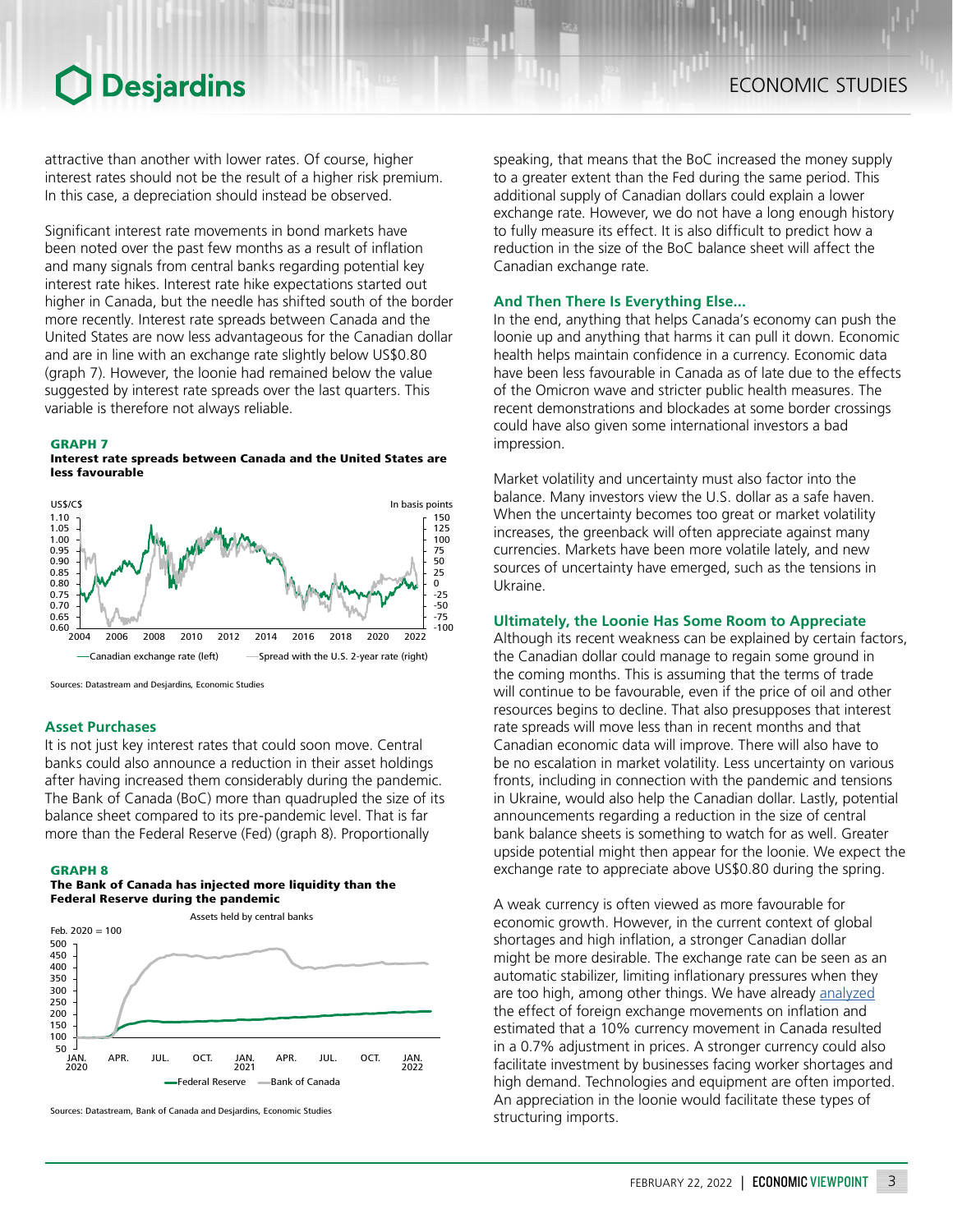attractive than another with lower rates. Of course, higher interest rates should not be the result of a higher risk premium. In this case, a depreciation should instead be observed.

Significant interest rate movements in bond markets have been noted over the past few months as a result of inflation and many signals from central banks regarding potential key interest rate hikes. Interest rate hike expectations started out higher in Canada, but the needle has shifted south of the border more recently. Interest rate spreads between Canada and the United States are now less advantageous for the Canadian dollar and are in line with an exchange rate slightly below US$0.80 (graph 7). However, the loonie had remained below the value suggested by interest rate spreads over the last quarters. This variable is therefore not always reliable.

**GRAPH 7**
**Interest rate spreads between Canada and the United States are less favourable**

US$/C$
In basis points
1.10
1.05
1.00
0.95
0.90
0.85
0.80
0.75
0.70
0.65
0.60
150
125
100
75
50
25
0
-25
-50
-75
-100
2004 2006 2008 2010 2012 2014 2016 2018 2020 2022
Canadian exchange rate (left)
Spread with the U.S. 2-year rate (right)

Sources: Datastream and Desjardins, Economic Studies

### Asset Purchases

It is not just key interest rates that could soon move. Central banks could also announce a reduction in their asset holdings after having increased them considerably during the pandemic. The Bank of Canada (BoC) more than quadrupled the size of its balance sheet compared to its pre-pandemic level. That is far more than the Federal Reserve (Fed) (graph 8). Proportionally speaking, that means that the BoC increased the money supply to a greater extent than the Fed during the same period. This additional supply of Canadian dollars could explain a lower exchange rate. However, we do not have a long enough history to fully measure its effect. It is also difficult to predict how a reduction in the size of the BoC balance sheet will affect the Canadian exchange rate.

**GRAPH 8**
**The Bank of Canada has injected more liquidity than the Federal Reserve during the pandemic**

Assets held by central banks
Feb. 2020 = 100
500
450
400
350
300
250
200
150
100
50
JAN. 2020 APR. JUL. OCT. JAN. 2021 APR. JUL. OCT. JAN. 2022
Federal Reserve
Bank of Canada

Sources: Datastream, Bank of Canada and Desjardins, Economic Studies

### And Then There Is Everything Else...

In the end, anything that helps Canada's economy can push the loonie up and anything that harms it can pull it down. Economic health helps maintain confidence in a currency. Economic data have been less favourable in Canada as of late due to the effects of the Omicron wave and stricter public health measures. The recent demonstrations and blockades at some border crossings could have also given some international investors a bad impression.

Market volatility and uncertainty must also factor into the balance. Many investors view the U.S. dollar as a safe haven. When the uncertainty becomes too great or market volatility increases, the greenback will often appreciate against many currencies. Markets have been more volatile lately, and new sources of uncertainty have emerged, such as the tensions in Ukraine.

### Ultimately, the Loonie Has Some Room to Appreciate

Although its recent weakness can be explained by certain factors, the Canadian dollar could manage to regain some ground in the coming months. This is assuming that the terms of trade will continue to be favourable, even if the price of oil and other resources begins to decline. That also presupposes that interest rate spreads will move less than in recent months and that Canadian economic data will improve. There will also have to be no escalation in market volatility. Less uncertainty on various fronts, including in connection with the pandemic and tensions in Ukraine, would also help the Canadian dollar. Lastly, potential announcements regarding a reduction in the size of central bank balance sheets is something to watch for as well. Greater upside potential might then appear for the loonie. We expect the exchange rate to appreciate above US$0.80 during the spring.

A weak currency is often viewed as more favourable for economic growth. However, in the current context of global shortages and high inflation, a stronger Canadian dollar might be more desirable. The exchange rate can be seen as an automatic stabilizer, limiting inflationary pressures when they are too high, among other things. We have already analyzed the effect of foreign exchange movements on inflation and estimated that a 10% currency movement in Canada resulted in a 0.7% adjustment in prices. A stronger currency could also facilitate investment by businesses facing worker shortages and high demand. Technologies and equipment are often imported. An appreciation in the loonie would facilitate these types of structuring imports.